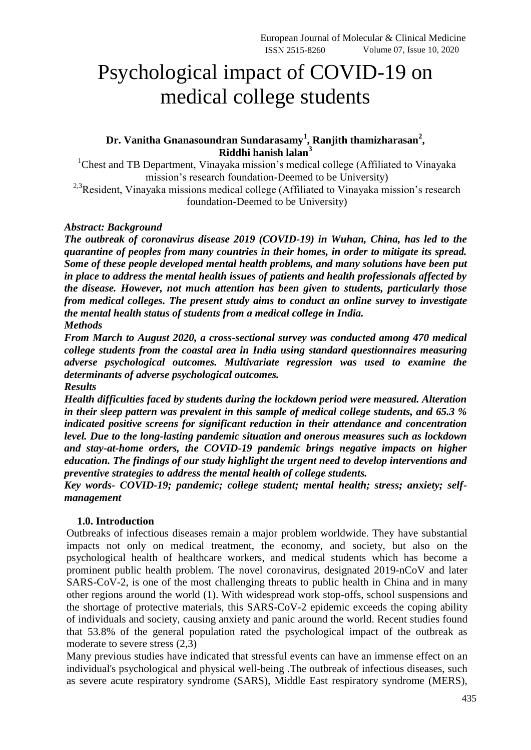# Psychological impact of COVID-19 on medical college students

**Dr. Vanitha Gnanasoundran Sundarasamy[1], Ranjith thamizharasan[2], Riddhi hanish lalan[3]**

[1]Chest and TB Department, Vinayaka mission's medical college (Affiliated to Vinayaka mission's research foundation-Deemed to be University)

[2,3]Resident, Vinayaka missions medical college (Affiliated to Vinayaka mission's research foundation-Deemed to be University)

***Abstract: Background***

***The outbreak of coronavirus disease 2019 (COVID-19) in Wuhan, China, has led to the quarantine of peoples from many countries in their homes, in order to mitigate its spread. Some of these people developed mental health problems, and many solutions have been put in place to address the mental health issues of patients and health professionals affected by the disease. However, not much attention has been given to students, particularly those from medical colleges. The present study aims to conduct an online survey to investigate the mental health status of students from a medical college in India.***

***Methods***

***From March to August 2020, a cross-sectional survey was conducted among 470 medical college students from the coastal area in India using standard questionnaires measuring adverse psychological outcomes. Multivariate regression was used to examine the determinants of adverse psychological outcomes.***

***Results***

***Health difficulties faced by students during the lockdown period were measured. Alteration in their sleep pattern was prevalent in this sample of medical college students, and 65.3 % indicated positive screens for significant reduction in their attendance and concentration level. Due to the long-lasting pandemic situation and onerous measures such as lockdown and stay-at-home orders, the COVID-19 pandemic brings negative impacts on higher education. The findings of our study highlight the urgent need to develop interventions and preventive strategies to address the mental health of college students.***

***Key words- COVID-19; pandemic; college student; mental health; stress; anxiety; self-management***

## 1.0. Introduction

Outbreaks of infectious diseases remain a major problem worldwide. They have substantial impacts not only on medical treatment, the economy, and society, but also on the psychological health of healthcare workers, and medical students which has become a prominent public health problem. The novel coronavirus, designated 2019-nCoV and later SARS-CoV-2, is one of the most challenging threats to public health in China and in many other regions around the world (1). With widespread work stop-offs, school suspensions and the shortage of protective materials, this SARS-CoV-2 epidemic exceeds the coping ability of individuals and society, causing anxiety and panic around the world. Recent studies found that 53.8% of the general population rated the psychological impact of the outbreak as moderate to severe stress (2,3)

Many previous studies have indicated that stressful events can have an immense effect on an individual's psychological and physical well-being .The outbreak of infectious diseases, such as severe acute respiratory syndrome (SARS), Middle East respiratory syndrome (MERS),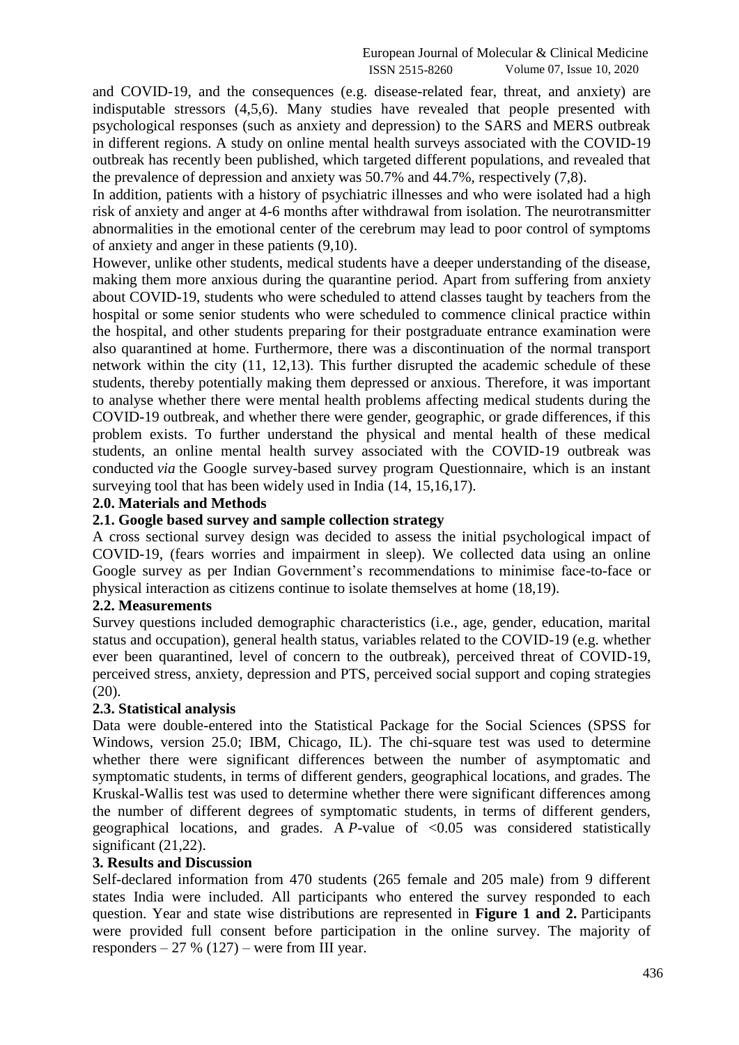and COVID-19, and the consequences (e.g. disease-related fear, threat, and anxiety) are indisputable stressors (4,5,6). Many studies have revealed that people presented with psychological responses (such as anxiety and depression) to the SARS and MERS outbreak in different regions. A study on online mental health surveys associated with the COVID-19 outbreak has recently been published, which targeted different populations, and revealed that the prevalence of depression and anxiety was 50.7% and 44.7%, respectively (7,8).

In addition, patients with a history of psychiatric illnesses and who were isolated had a high risk of anxiety and anger at 4-6 months after withdrawal from isolation. The neurotransmitter abnormalities in the emotional center of the cerebrum may lead to poor control of symptoms of anxiety and anger in these patients (9,10).

However, unlike other students, medical students have a deeper understanding of the disease, making them more anxious during the quarantine period. Apart from suffering from anxiety about COVID-19, students who were scheduled to attend classes taught by teachers from the hospital or some senior students who were scheduled to commence clinical practice within the hospital, and other students preparing for their postgraduate entrance examination were also quarantined at home. Furthermore, there was a discontinuation of the normal transport network within the city (11, 12,13). This further disrupted the academic schedule of these students, thereby potentially making them depressed or anxious. Therefore, it was important to analyse whether there were mental health problems affecting medical students during the COVID-19 outbreak, and whether there were gender, geographic, or grade differences, if this problem exists. To further understand the physical and mental health of these medical students, an online mental health survey associated with the COVID-19 outbreak was conducted *via* the Google survey-based survey program Questionnaire, which is an instant surveying tool that has been widely used in India (14, 15,16,17).

## 2.0. Materials and Methods

### 2.1. Google based survey and sample collection strategy

A cross sectional survey design was decided to assess the initial psychological impact of COVID-19, (fears worries and impairment in sleep). We collected data using an online Google survey as per Indian Government's recommendations to minimise face-to-face or physical interaction as citizens continue to isolate themselves at home (18,19).

### 2.2. Measurements

Survey questions included demographic characteristics (i.e., age, gender, education, marital status and occupation), general health status, variables related to the COVID-19 (e.g. whether ever been quarantined, level of concern to the outbreak), perceived threat of COVID-19, perceived stress, anxiety, depression and PTS, perceived social support and coping strategies (20).

### 2.3. Statistical analysis

Data were double-entered into the Statistical Package for the Social Sciences (SPSS for Windows, version 25.0; IBM, Chicago, IL). The chi-square test was used to determine whether there were significant differences between the number of asymptomatic and symptomatic students, in terms of different genders, geographical locations, and grades. The Kruskal-Wallis test was used to determine whether there were significant differences among the number of different degrees of symptomatic students, in terms of different genders, geographical locations, and grades. A *P*-value of $<0.05$ was considered statistically significant (21,22).

## 3. Results and Discussion

Self-declared information from 470 students (265 female and 205 male) from 9 different states India were included. All participants who entered the survey responded to each question. Year and state wise distributions are represented in **Figure 1 and 2.** Participants were provided full consent before participation in the online survey. The majority of responders – 27 % (127) – were from III year.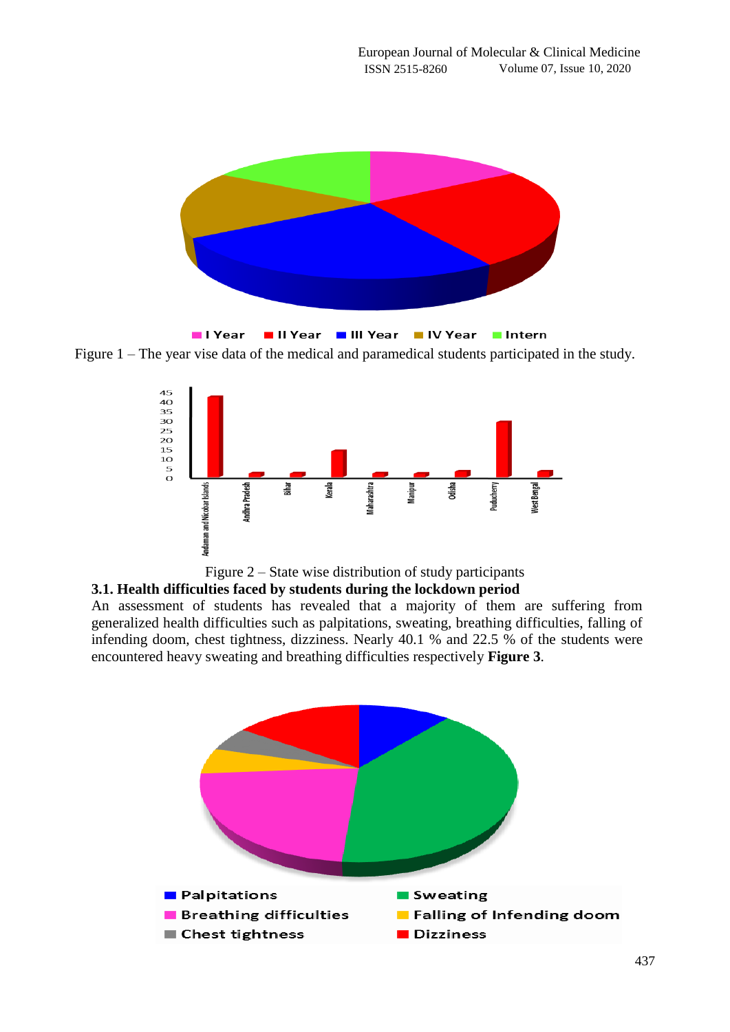Figure 1 – The year vise data of the medical and paramedical students participated in the study.

Figure 2 – State wise distribution of study participants

### 3.1. Health difficulties faced by students during the lockdown period

An assessment of students has revealed that a majority of them are suffering from generalized health difficulties such as palpitations, sweating, breathing difficulties, falling of infending doom, chest tightness, dizziness. Nearly 40.1 % and 22.5 % of the students were encountered heavy sweating and breathing difficulties respectively **Figure 3**.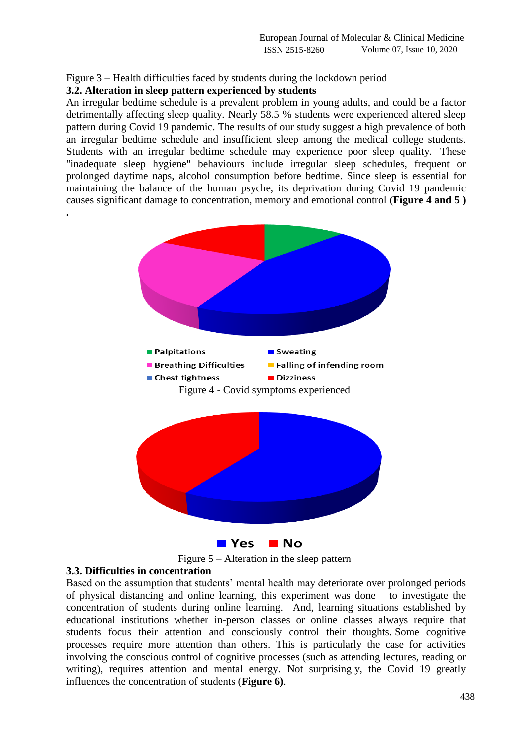Figure 3 – Health difficulties faced by students during the lockdown period

### 3.2. Alteration in sleep pattern experienced by students

An irregular bedtime schedule is a prevalent problem in young adults, and could be a factor detrimentally affecting sleep quality. Nearly 58.5 % students were experienced altered sleep pattern during Covid 19 pandemic. The results of our study suggest a high prevalence of both an irregular bedtime schedule and insufficient sleep among the medical college students. Students with an irregular bedtime schedule may experience poor sleep quality. These "inadequate sleep hygiene" behaviours include irregular sleep schedules, frequent or prolonged daytime naps, alcohol consumption before bedtime. Since sleep is essential for maintaining the balance of the human psyche, its deprivation during Covid 19 pandemic causes significant damage to concentration, memory and emotional control (**Figure 4 and 5 )** .

Palpitations, Sweating, Breathing Difficulties, Falling of infending room, Chest tightness, Dizziness

Figure 4 - Covid symptoms experienced

Yes, No

Figure 5 – Alteration in the sleep pattern

### 3.3. Difficulties in concentration

Based on the assumption that students' mental health may deteriorate over prolonged periods of physical distancing and online learning, this experiment was done to investigate the concentration of students during online learning. And, learning situations established by educational institutions whether in-person classes or online classes always require that students focus their attention and consciously control their thoughts. Some cognitive processes require more attention than others. This is particularly the case for activities involving the conscious control of cognitive processes (such as attending lectures, reading or writing), requires attention and mental energy. Not surprisingly, the Covid 19 greatly influences the concentration of students (**Figure 6)**.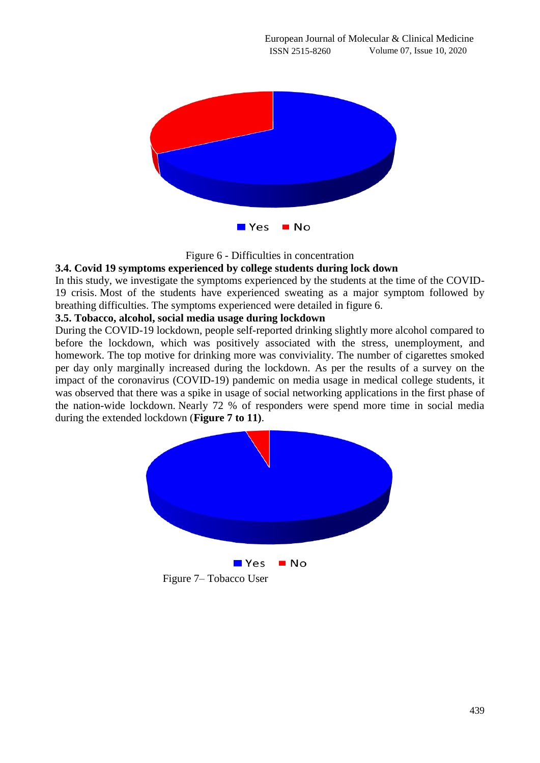Yes No

Figure 6 - Difficulties in concentration

### 3.4. Covid 19 symptoms experienced by college students during lock down

In this study, we investigate the symptoms experienced by the students at the time of the COVID-19 crisis. Most of the students have experienced sweating as a major symptom followed by breathing difficulties. The symptoms experienced were detailed in figure 6.

### 3.5. Tobacco, alcohol, social media usage during lockdown

During the COVID-19 lockdown, people self-reported drinking slightly more alcohol compared to before the lockdown, which was positively associated with the stress, unemployment, and homework. The top motive for drinking more was conviviality. The number of cigarettes smoked per day only marginally increased during the lockdown. As per the results of a survey on the impact of the coronavirus (COVID-19) pandemic on media usage in medical college students, it was observed that there was a spike in usage of social networking applications in the first phase of the nation-wide lockdown. Nearly 72 % of responders were spend more time in social media during the extended lockdown (**Figure 7 to 11)**.

Yes No

Figure 7– Tobacco User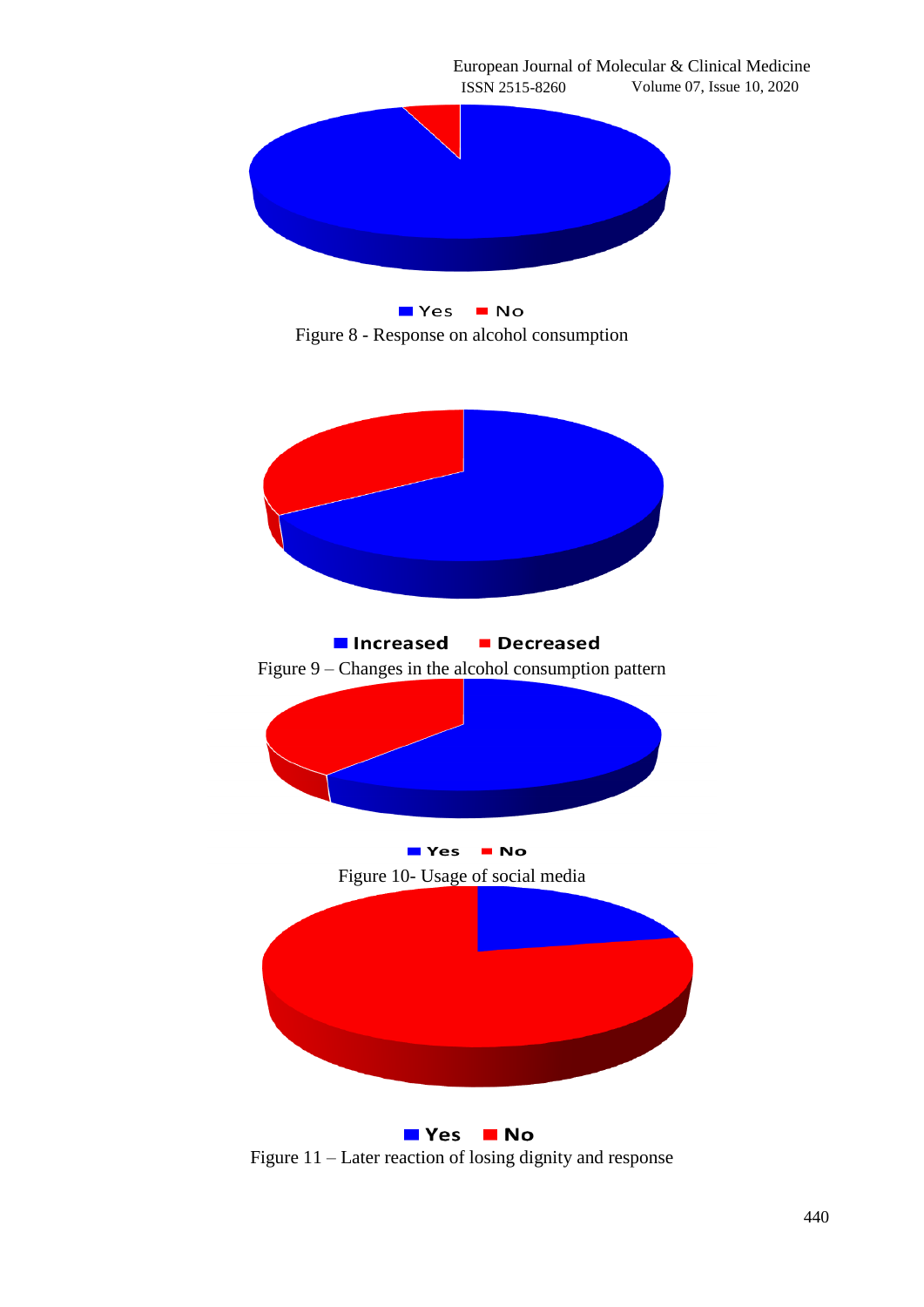Yes   No

Figure 8 - Response on alcohol consumption

Increased   Decreased

Figure 9 – Changes in the alcohol consumption pattern

Yes   No

Figure 10- Usage of social media

Yes   No

Figure 11 – Later reaction of losing dignity and response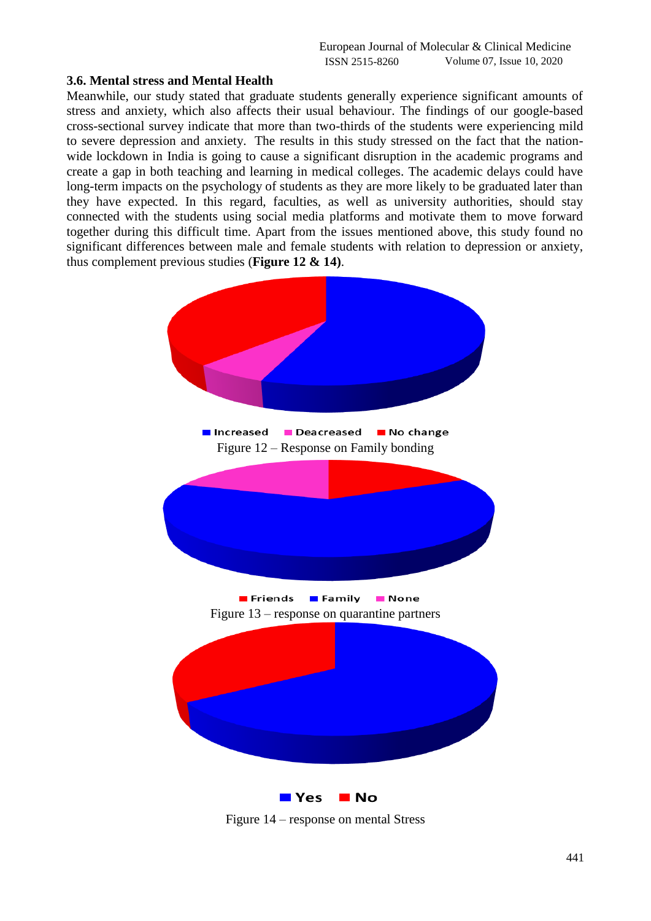### 3.6. Mental stress and Mental Health

Meanwhile, our study stated that graduate students generally experience significant amounts of stress and anxiety, which also affects their usual behaviour. The findings of our google-based cross-sectional survey indicate that more than two-thirds of the students were experiencing mild to severe depression and anxiety. The results in this study stressed on the fact that the nation-wide lockdown in India is going to cause a significant disruption in the academic programs and create a gap in both teaching and learning in medical colleges. The academic delays could have long-term impacts on the psychology of students as they are more likely to be graduated later than they have expected. In this regard, faculties, as well as university authorities, should stay connected with the students using social media platforms and motivate them to move forward together during this difficult time. Apart from the issues mentioned above, this study found no significant differences between male and female students with relation to depression or anxiety, thus complement previous studies (**Figure 12 & 14)**.

Increased Deacreased No change

Figure 12 – Response on Family bonding

Friends Family None

Figure 13 – response on quarantine partners

Yes No

Figure 14 – response on mental Stress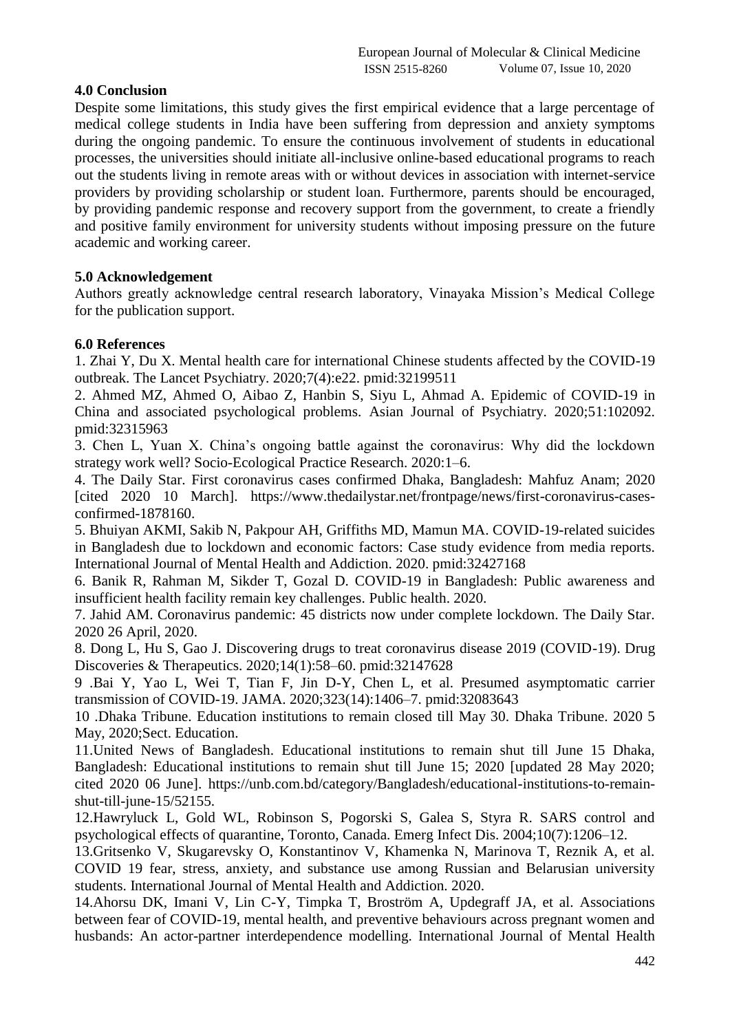## 4.0 Conclusion

Despite some limitations, this study gives the first empirical evidence that a large percentage of medical college students in India have been suffering from depression and anxiety symptoms during the ongoing pandemic. To ensure the continuous involvement of students in educational processes, the universities should initiate all-inclusive online-based educational programs to reach out the students living in remote areas with or without devices in association with internet-service providers by providing scholarship or student loan. Furthermore, parents should be encouraged, by providing pandemic response and recovery support from the government, to create a friendly and positive family environment for university students without imposing pressure on the future academic and working career.

## 5.0 Acknowledgement

Authors greatly acknowledge central research laboratory, Vinayaka Mission's Medical College for the publication support.

## 6.0 References

1. Zhai Y, Du X. Mental health care for international Chinese students affected by the COVID-19 outbreak. The Lancet Psychiatry. 2020;7(4):e22. pmid:32199511
2. Ahmed MZ, Ahmed O, Aibao Z, Hanbin S, Siyu L, Ahmad A. Epidemic of COVID-19 in China and associated psychological problems. Asian Journal of Psychiatry. 2020;51:102092. pmid:32315963
3. Chen L, Yuan X. China's ongoing battle against the coronavirus: Why did the lockdown strategy work well? Socio-Ecological Practice Research. 2020:1–6.
4. The Daily Star. First coronavirus cases confirmed Dhaka, Bangladesh: Mahfuz Anam; 2020 [cited 2020 10 March]. https://www.thedailystar.net/frontpage/news/first-coronavirus-cases-confirmed-1878160.
5. Bhuiyan AKMI, Sakib N, Pakpour AH, Griffiths MD, Mamun MA. COVID-19-related suicides in Bangladesh due to lockdown and economic factors: Case study evidence from media reports. International Journal of Mental Health and Addiction. 2020. pmid:32427168
6. Banik R, Rahman M, Sikder T, Gozal D. COVID-19 in Bangladesh: Public awareness and insufficient health facility remain key challenges. Public health. 2020.
7. Jahid AM. Coronavirus pandemic: 45 districts now under complete lockdown. The Daily Star. 2020 26 April, 2020.
8. Dong L, Hu S, Gao J. Discovering drugs to treat coronavirus disease 2019 (COVID-19). Drug Discoveries & Therapeutics. 2020;14(1):58–60. pmid:32147628
9. Bai Y, Yao L, Wei T, Tian F, Jin D-Y, Chen L, et al. Presumed asymptomatic carrier transmission of COVID-19. JAMA. 2020;323(14):1406–7. pmid:32083643
10. Dhaka Tribune. Education institutions to remain closed till May 30. Dhaka Tribune. 2020 5 May, 2020;Sect. Education.
11. United News of Bangladesh. Educational institutions to remain shut till June 15 Dhaka, Bangladesh: Educational institutions to remain shut till June 15; 2020 [updated 28 May 2020; cited 2020 06 June]. https://unb.com.bd/category/Bangladesh/educational-institutions-to-remain-shut-till-june-15/52155.
12. Hawryluck L, Gold WL, Robinson S, Pogorski S, Galea S, Styra R. SARS control and psychological effects of quarantine, Toronto, Canada. Emerg Infect Dis. 2004;10(7):1206–12.
13. Gritsenko V, Skugarevsky O, Konstantinov V, Khamenka N, Marinova T, Reznik A, et al. COVID 19 fear, stress, anxiety, and substance use among Russian and Belarusian university students. International Journal of Mental Health and Addiction. 2020.
14. Ahorsu DK, Imani V, Lin C-Y, Timpka T, Broström A, Updegraff JA, et al. Associations between fear of COVID-19, mental health, and preventive behaviours across pregnant women and husbands: An actor-partner interdependence modelling. International Journal of Mental Health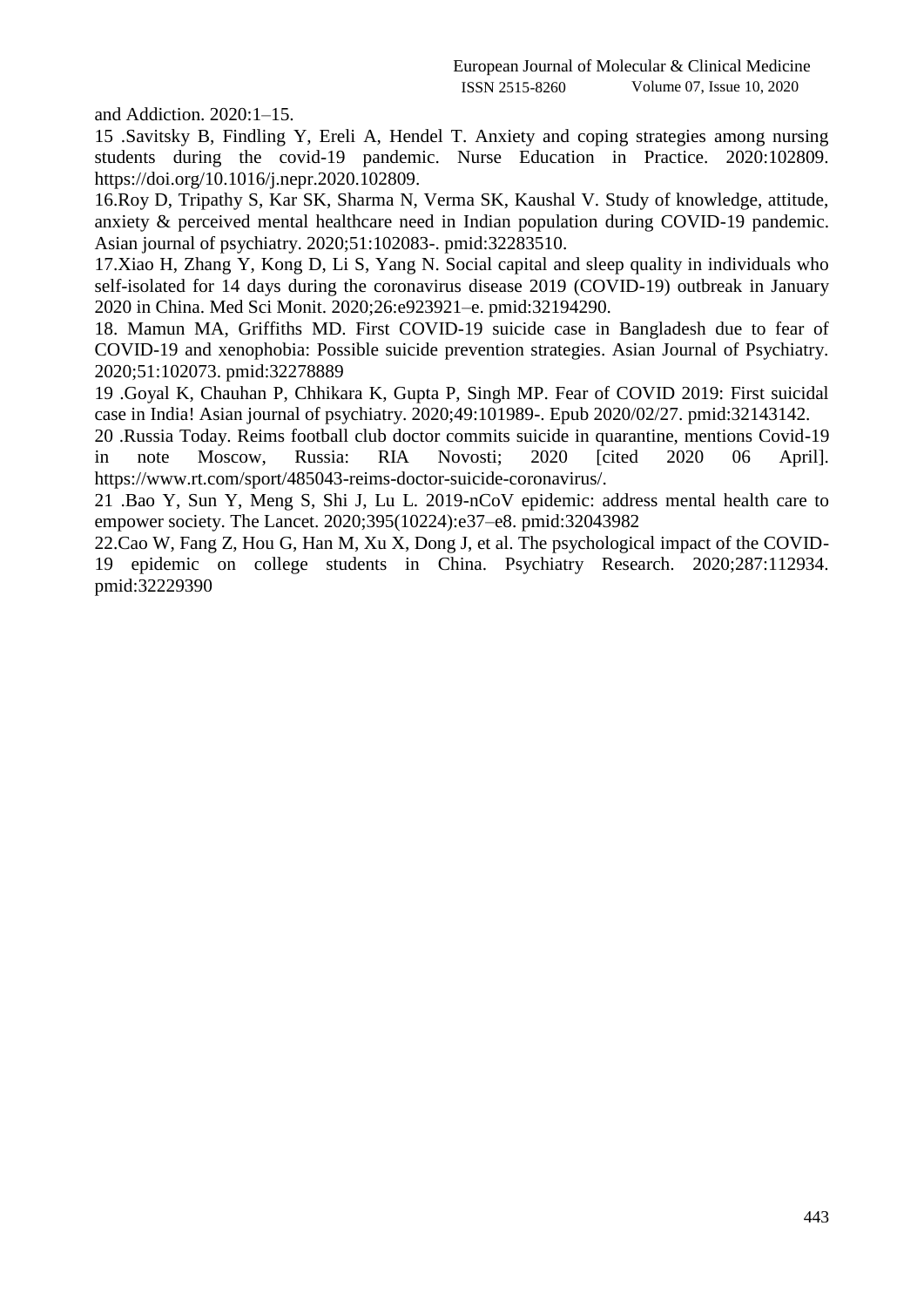and Addiction. 2020:1–15.

15 .Savitsky B, Findling Y, Ereli A, Hendel T. Anxiety and coping strategies among nursing students during the covid-19 pandemic. Nurse Education in Practice. 2020:102809. https://doi.org/10.1016/j.nepr.2020.102809.

16.Roy D, Tripathy S, Kar SK, Sharma N, Verma SK, Kaushal V. Study of knowledge, attitude, anxiety & perceived mental healthcare need in Indian population during COVID-19 pandemic. Asian journal of psychiatry. 2020;51:102083-. pmid:32283510.

17.Xiao H, Zhang Y, Kong D, Li S, Yang N. Social capital and sleep quality in individuals who self-isolated for 14 days during the coronavirus disease 2019 (COVID-19) outbreak in January 2020 in China. Med Sci Monit. 2020;26:e923921–e. pmid:32194290.

18. Mamun MA, Griffiths MD. First COVID-19 suicide case in Bangladesh due to fear of COVID-19 and xenophobia: Possible suicide prevention strategies. Asian Journal of Psychiatry. 2020;51:102073. pmid:32278889

19 .Goyal K, Chauhan P, Chhikara K, Gupta P, Singh MP. Fear of COVID 2019: First suicidal case in India! Asian journal of psychiatry. 2020;49:101989-. Epub 2020/02/27. pmid:32143142.

20 .Russia Today. Reims football club doctor commits suicide in quarantine, mentions Covid-19 in note Moscow, Russia: RIA Novosti; 2020 [cited 2020 06 April]. https://www.rt.com/sport/485043-reims-doctor-suicide-coronavirus/.

21 .Bao Y, Sun Y, Meng S, Shi J, Lu L. 2019-nCoV epidemic: address mental health care to empower society. The Lancet. 2020;395(10224):e37–e8. pmid:32043982

22.Cao W, Fang Z, Hou G, Han M, Xu X, Dong J, et al. The psychological impact of the COVID-19 epidemic on college students in China. Psychiatry Research. 2020;287:112934. pmid:32229390